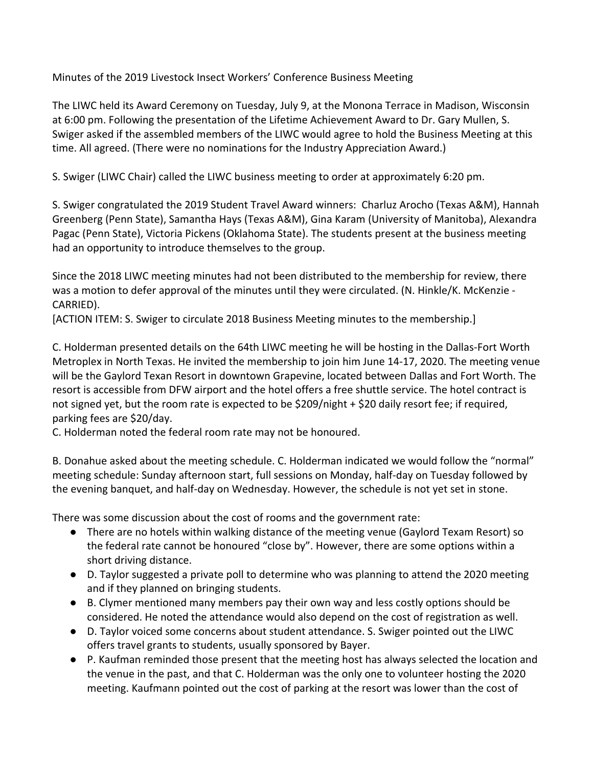Minutes of the 2019 Livestock Insect Workers' Conference Business Meeting

The LIWC held its Award Ceremony on Tuesday, July 9, at the Monona Terrace in Madison, Wisconsin at 6:00 pm. Following the presentation of the Lifetime Achievement Award to Dr. Gary Mullen, S. Swiger asked if the assembled members of the LIWC would agree to hold the Business Meeting at this time. All agreed. (There were no nominations for the Industry Appreciation Award.)

S. Swiger (LIWC Chair) called the LIWC business meeting to order at approximately 6:20 pm.

S. Swiger congratulated the 2019 Student Travel Award winners: Charluz Arocho (Texas A&M), Hannah Greenberg (Penn State), Samantha Hays (Texas A&M), Gina Karam (University of Manitoba), Alexandra Pagac (Penn State), Victoria Pickens (Oklahoma State). The students present at the business meeting had an opportunity to introduce themselves to the group.

Since the 2018 LIWC meeting minutes had not been distributed to the membership for review, there was a motion to defer approval of the minutes until they were circulated. (N. Hinkle/K. McKenzie - CARRIED).
[ACTION ITEM: S. Swiger to circulate 2018 Business Meeting minutes to the membership.]

C. Holderman presented details on the 64th LIWC meeting he will be hosting in the Dallas-Fort Worth Metroplex in North Texas. He invited the membership to join him June 14-17, 2020. The meeting venue will be the Gaylord Texan Resort in downtown Grapevine, located between Dallas and Fort Worth. The resort is accessible from DFW airport and the hotel offers a free shuttle service. The hotel contract is not signed yet, but the room rate is expected to be $209/night + $20 daily resort fee; if required, parking fees are $20/day.
C. Holderman noted the federal room rate may not be honoured.

B. Donahue asked about the meeting schedule. C. Holderman indicated we would follow the "normal" meeting schedule: Sunday afternoon start, full sessions on Monday, half-day on Tuesday followed by the evening banquet, and half-day on Wednesday. However, the schedule is not yet set in stone.

There was some discussion about the cost of rooms and the government rate:

- There are no hotels within walking distance of the meeting venue (Gaylord Texam Resort) so the federal rate cannot be honoured "close by". However, there are some options within a short driving distance.
- D. Taylor suggested a private poll to determine who was planning to attend the 2020 meeting and if they planned on bringing students.
- B. Clymer mentioned many members pay their own way and less costly options should be considered. He noted the attendance would also depend on the cost of registration as well.
- D. Taylor voiced some concerns about student attendance. S. Swiger pointed out the LIWC offers travel grants to students, usually sponsored by Bayer.
- P. Kaufman reminded those present that the meeting host has always selected the location and the venue in the past, and that C. Holderman was the only one to volunteer hosting the 2020 meeting. Kaufmann pointed out the cost of parking at the resort was lower than the cost of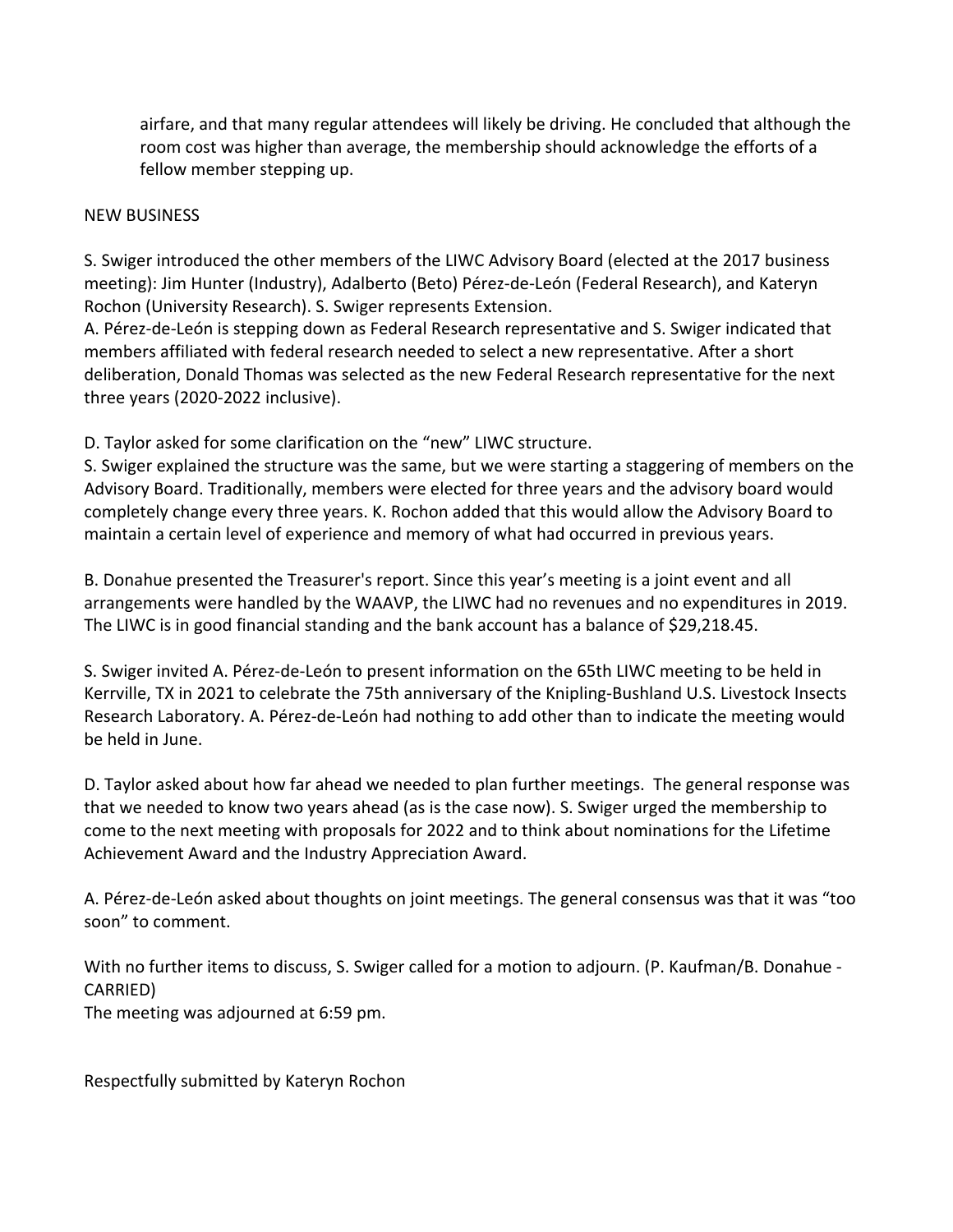airfare, and that many regular attendees will likely be driving. He concluded that although the room cost was higher than average, the membership should acknowledge the efforts of a fellow member stepping up.

NEW BUSINESS

S. Swiger introduced the other members of the LIWC Advisory Board (elected at the 2017 business meeting): Jim Hunter (Industry), Adalberto (Beto) Pérez-de-León (Federal Research), and Kateryn Rochon (University Research). S. Swiger represents Extension.
A. Pérez-de-León is stepping down as Federal Research representative and S. Swiger indicated that members affiliated with federal research needed to select a new representative. After a short deliberation, Donald Thomas was selected as the new Federal Research representative for the next three years (2020-2022 inclusive).

D. Taylor asked for some clarification on the "new" LIWC structure.
S. Swiger explained the structure was the same, but we were starting a staggering of members on the Advisory Board. Traditionally, members were elected for three years and the advisory board would completely change every three years. K. Rochon added that this would allow the Advisory Board to maintain a certain level of experience and memory of what had occurred in previous years.

B. Donahue presented the Treasurer's report. Since this year's meeting is a joint event and all arrangements were handled by the WAAVP, the LIWC had no revenues and no expenditures in 2019. The LIWC is in good financial standing and the bank account has a balance of $29,218.45.

S. Swiger invited A. Pérez-de-León to present information on the 65th LIWC meeting to be held in Kerrville, TX in 2021 to celebrate the 75th anniversary of the Knipling-Bushland U.S. Livestock Insects Research Laboratory. A. Pérez-de-León had nothing to add other than to indicate the meeting would be held in June.

D. Taylor asked about how far ahead we needed to plan further meetings. The general response was that we needed to know two years ahead (as is the case now). S. Swiger urged the membership to come to the next meeting with proposals for 2022 and to think about nominations for the Lifetime Achievement Award and the Industry Appreciation Award.

A. Pérez-de-León asked about thoughts on joint meetings. The general consensus was that it was "too soon" to comment.

With no further items to discuss, S. Swiger called for a motion to adjourn. (P. Kaufman/B. Donahue - CARRIED)
The meeting was adjourned at 6:59 pm.

Respectfully submitted by Kateryn Rochon